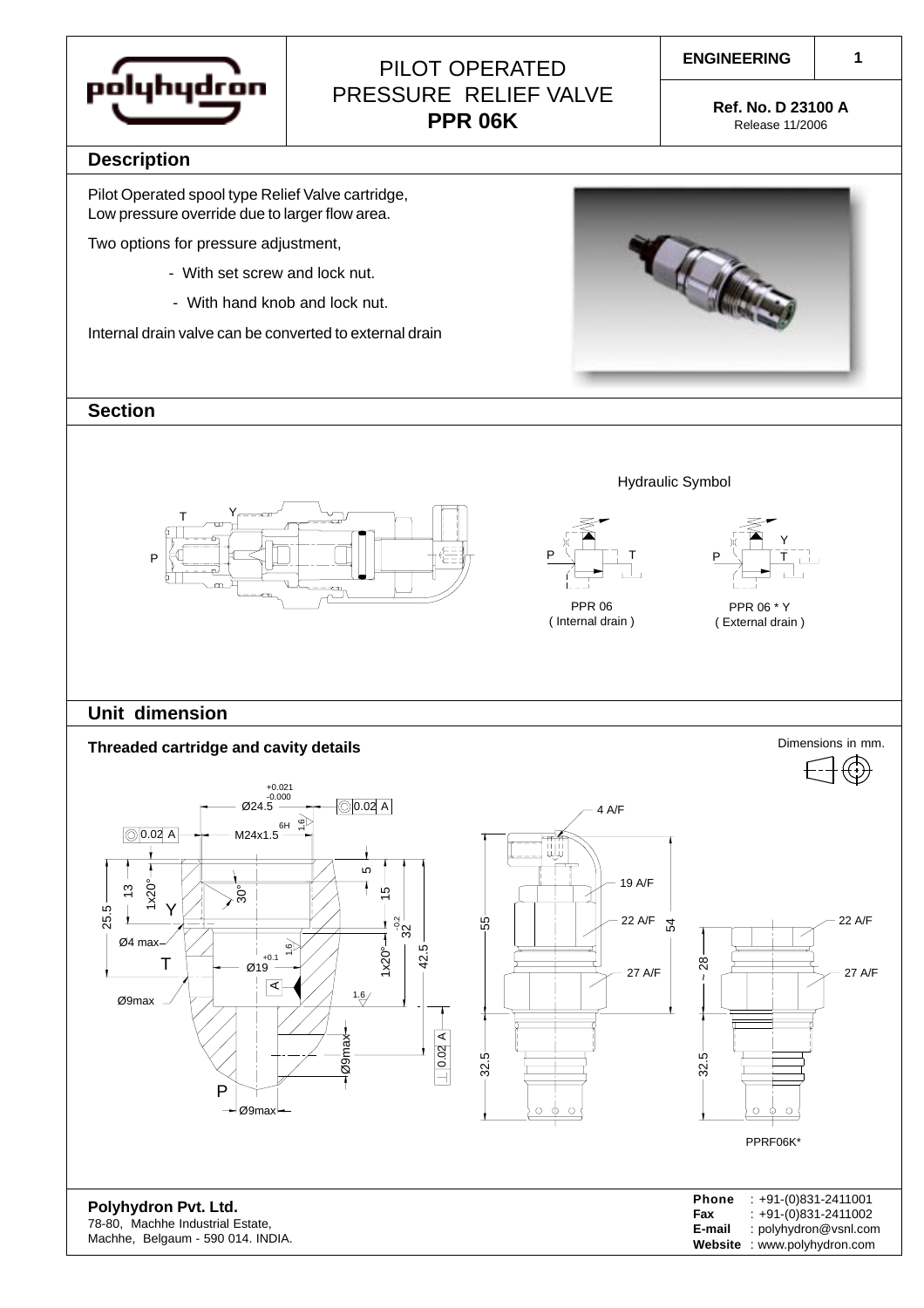# PILOT OPERATED PRESSURE RELIEF VALVE **PPR 06K**

**ENGINEERING** 1

**Ref. No. D 23100 A**
Release 11/2006

## Description

Pilot Operated spool type Relief Valve cartridge,
Low pressure override due to larger flow area.

Two options for pressure adjustment,

- With set screw and lock nut.
- With hand knob and lock nut.

Internal drain valve can be converted to external drain

## Section

Hydraulic Symbol

PPR 06
( Internal drain )

PPR 06 * Y
( External drain )

## Unit dimension

### Threaded cartridge and cavity details

Dimensions in mm.

PPRF06K*

**Polyhydron Pvt. Ltd.**
78-80, Machhe Industrial Estate,
Machhe, Belgaum - 590 014. INDIA.

**Phone** : +91-(0)831-2411001
**Fax** : +91-(0)831-2411002
**E-mail** : polyhydron@vsnl.com
**Website** : www.polyhydron.com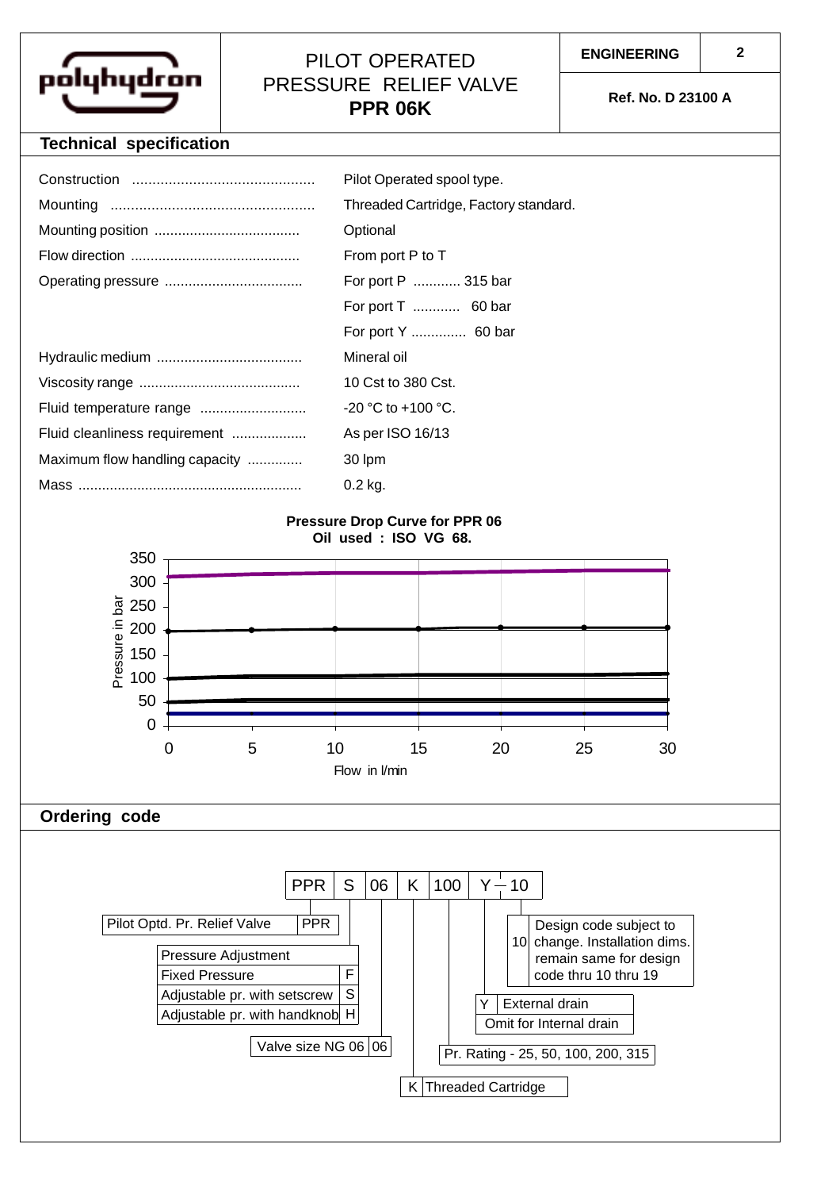# PILOT OPERATED PRESSURE RELIEF VALVE **PPR 06K**

**ENGINEERING**

**Ref. No. D 23100 A**

## Technical specification

| | |
|---|---|
| Construction | Pilot Operated spool type. |
| Mounting | Threaded Cartridge, Factory standard. |
| Mounting position | Optional |
| Flow direction | From port P to T |
| Operating pressure | For port P ............ 315 bar |
| | For port T ............ 60 bar |
| | For port Y .............. 60 bar |
| Hydraulic medium | Mineral oil |
| Viscosity range | 10 Cst to 380 Cst. |
| Fluid temperature range | -20 °C to +100 °C. |
| Fluid cleanliness requirement | As per ISO 16/13 |
| Maximum flow handling capacity | 30 lpm |
| Mass | 0.2 kg. |

**Pressure Drop Curve for PPR 06**
**Oil used : ISO VG 68.**

Pressure in bar (0–350) vs. Flow in l/min (0–30)

## Ordering code

PPR | S | 06 | K | 100 | Y – 10

- **PPR** — Pilot Optd. Pr. Relief Valve
- **Pressure Adjustment**
  - F — Fixed Pressure
  - S — Adjustable pr. with setscrew
  - H — Adjustable pr. with handknob
- **06** — Valve size NG 06
- **K** — Threaded Cartridge
- **Pr. Rating** - 25, 50, 100, 200, 315
- **Y** — External drain; Omit for Internal drain
- **10** — Design code subject to change. Installation dims. remain same for design code thru 10 thru 19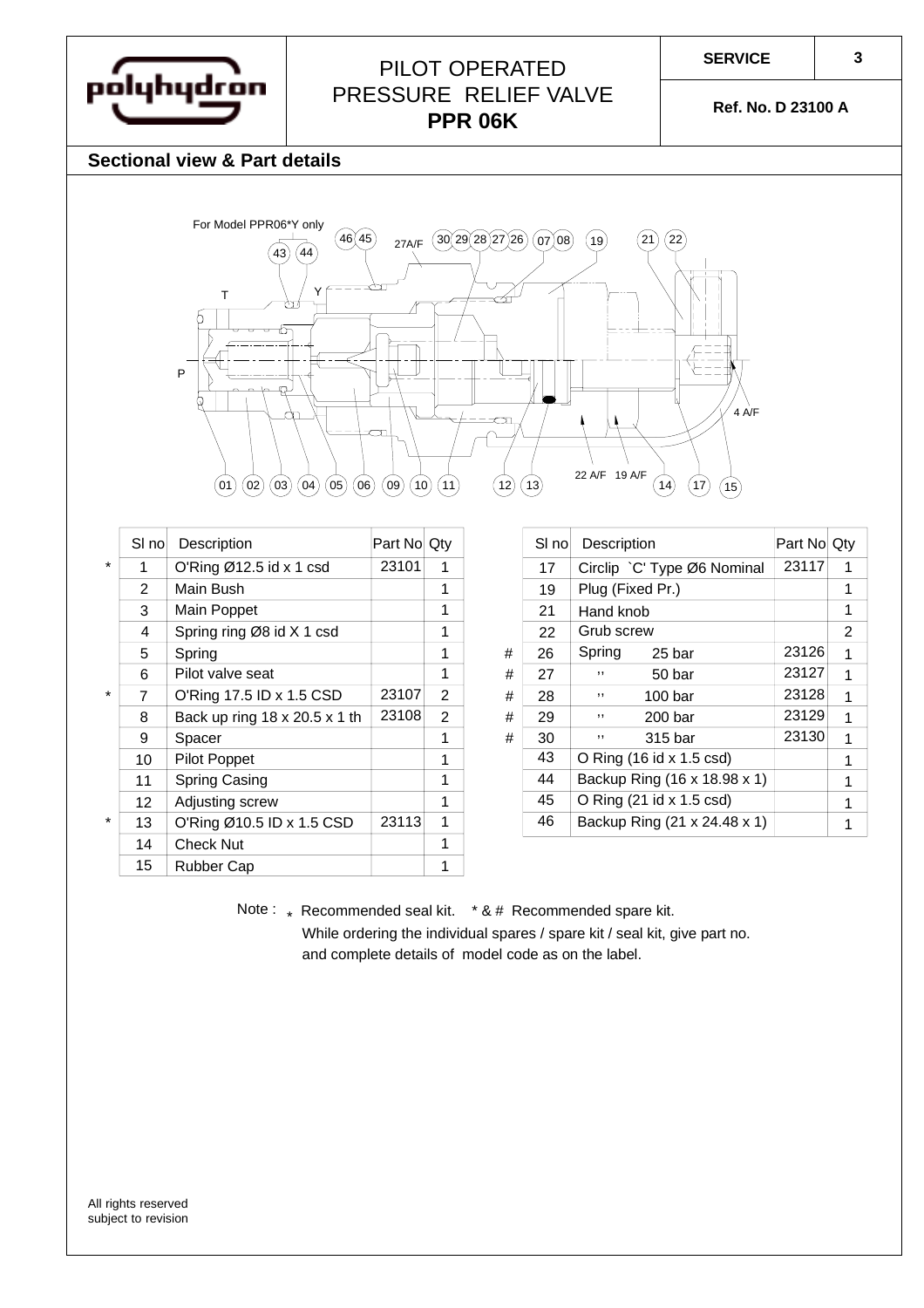# PILOT OPERATED PRESSURE RELIEF VALVE **PPR 06K**

**SERVICE** **3**

**Ref. No. D 23100 A**

## Sectional view & Part details

For Model PPR06*Y only

46 45 27A/F 30 29 28 27 26 07 08 19 21 22

43 44

T

Y

P

4 A/F

22 A/F 19 A/F

01 02 03 04 05 06 09 10 11 12 13 14 17 15

| | Sl no | Description | Part No | Qty |
|---|---|---|---|---|
| * | 1 | O'Ring Ø12.5 id x 1 csd | 23101 | 1 |
| | 2 | Main Bush | | 1 |
| | 3 | Main Poppet | | 1 |
| | 4 | Spring ring Ø8 id X 1 csd | | 1 |
| | 5 | Spring | | 1 |
| | 6 | Pilot valve seat | | 1 |
| * | 7 | O'Ring 17.5 ID x 1.5 CSD | 23107 | 2 |
| | 8 | Back up ring 18 x 20.5 x 1 th | 23108 | 2 |
| | 9 | Spacer | | 1 |
| | 10 | Pilot Poppet | | 1 |
| | 11 | Spring Casing | | 1 |
| | 12 | Adjusting screw | | 1 |
| * | 13 | O'Ring Ø10.5 ID x 1.5 CSD | 23113 | 1 |
| | 14 | Check Nut | | 1 |
| | 15 | Rubber Cap | | 1 |

| | Sl no | Description | Part No | Qty |
|---|---|---|---|---|
| | 17 | Circlip `C' Type Ø6 Nominal | 23117 | 1 |
| | 19 | Plug (Fixed Pr.) | | 1 |
| | 21 | Hand knob | | 1 |
| | 22 | Grub screw | | 2 |
| # | 26 | Spring 25 bar | 23126 | 1 |
| # | 27 | ,, 50 bar | 23127 | 1 |
| # | 28 | ,, 100 bar | 23128 | 1 |
| # | 29 | ,, 200 bar | 23129 | 1 |
| # | 30 | ,, 315 bar | 23130 | 1 |
| | 43 | O Ring (16 id x 1.5 csd) | | 1 |
| | 44 | Backup Ring (16 x 18.98 x 1) | | 1 |
| | 45 | O Ring (21 id x 1.5 csd) | | 1 |
| | 46 | Backup Ring (21 x 24.48 x 1) | | 1 |

Note : * Recommended seal kit. * & # Recommended spare kit.
While ordering the individual spares / spare kit / seal kit, give part no. and complete details of model code as on the label.

All rights reserved
subject to revision